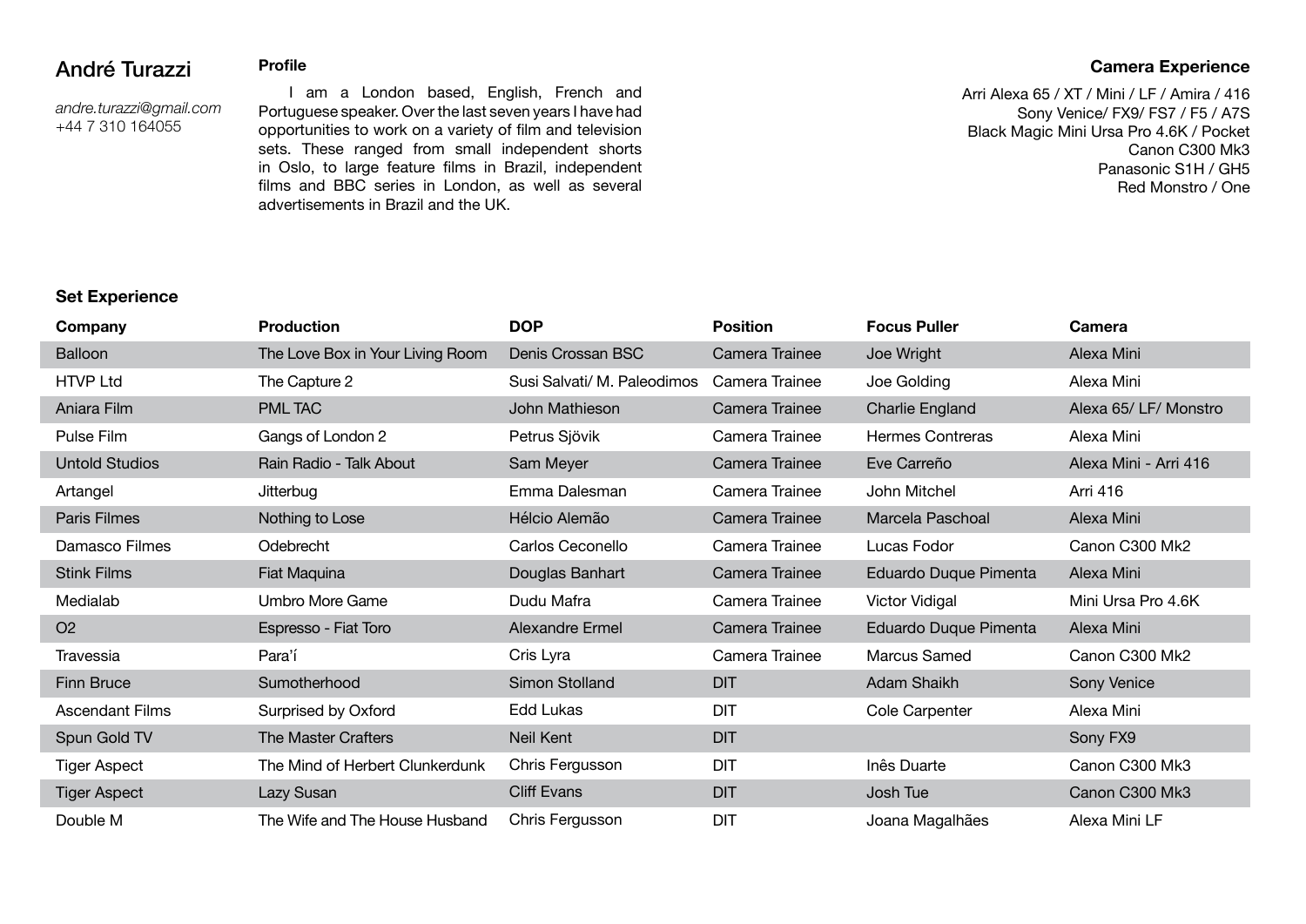# André Turazzi

*andre.turazzi@gmail.com*
+44 7 310 164055

## Profile

I am a London based, English, French and Portuguese speaker. Over the last seven years I have had opportunities to work on a variety of film and television sets. These ranged from small independent shorts in Oslo, to large feature films in Brazil, independent films and BBC series in London, as well as several advertisements in Brazil and the UK.

## Camera Experience

Arri Alexa 65 / XT / Mini / LF / Amira / 416
Sony Venice/ FX9/ FS7 / F5 / A7S
Black Magic Mini Ursa Pro 4.6K / Pocket
Canon C300 Mk3
Panasonic S1H / GH5
Red Monstro / One

## Set Experience

| Company | Production | DOP | Position | Focus Puller | Camera |
|---|---|---|---|---|---|
| Balloon | The Love Box in Your Living Room | Denis Crossan BSC | Camera Trainee | Joe Wright | Alexa Mini |
| HTVP Ltd | The Capture 2 | Susi Salvati/ M. Paleodimos | Camera Trainee | Joe Golding | Alexa Mini |
| Aniara Film | PML TAC | John Mathieson | Camera Trainee | Charlie England | Alexa 65/ LF/ Monstro |
| Pulse Film | Gangs of London 2 | Petrus Sjövik | Camera Trainee | Hermes Contreras | Alexa Mini |
| Untold Studios | Rain Radio - Talk About | Sam Meyer | Camera Trainee | Eve Carreño | Alexa Mini - Arri 416 |
| Artangel | Jitterbug | Emma Dalesman | Camera Trainee | John Mitchel | Arri 416 |
| Paris Filmes | Nothing to Lose | Hélcio Alemão | Camera Trainee | Marcela Paschoal | Alexa Mini |
| Damasco Filmes | Odebrecht | Carlos Ceconello | Camera Trainee | Lucas Fodor | Canon C300 Mk2 |
| Stink Films | Fiat Maquina | Douglas Banhart | Camera Trainee | Eduardo Duque Pimenta | Alexa Mini |
| Medialab | Umbro More Game | Dudu Mafra | Camera Trainee | Victor Vidigal | Mini Ursa Pro 4.6K |
| O2 | Espresso - Fiat Toro | Alexandre Ermel | Camera Trainee | Eduardo Duque Pimenta | Alexa Mini |
| Travessia | Para'í | Cris Lyra | Camera Trainee | Marcus Samed | Canon C300 Mk2 |
| Finn Bruce | Sumotherhood | Simon Stolland | DIT | Adam Shaikh | Sony Venice |
| Ascendant Films | Surprised by Oxford | Edd Lukas | DIT | Cole Carpenter | Alexa Mini |
| Spun Gold TV | The Master Crafters | Neil Kent | DIT | | Sony FX9 |
| Tiger Aspect | The Mind of Herbert Clunkerdunk | Chris Fergusson | DIT | Inês Duarte | Canon C300 Mk3 |
| Tiger Aspect | Lazy Susan | Cliff Evans | DIT | Josh Tue | Canon C300 Mk3 |
| Double M | The Wife and The House Husband | Chris Fergusson | DIT | Joana Magalhães | Alexa Mini LF |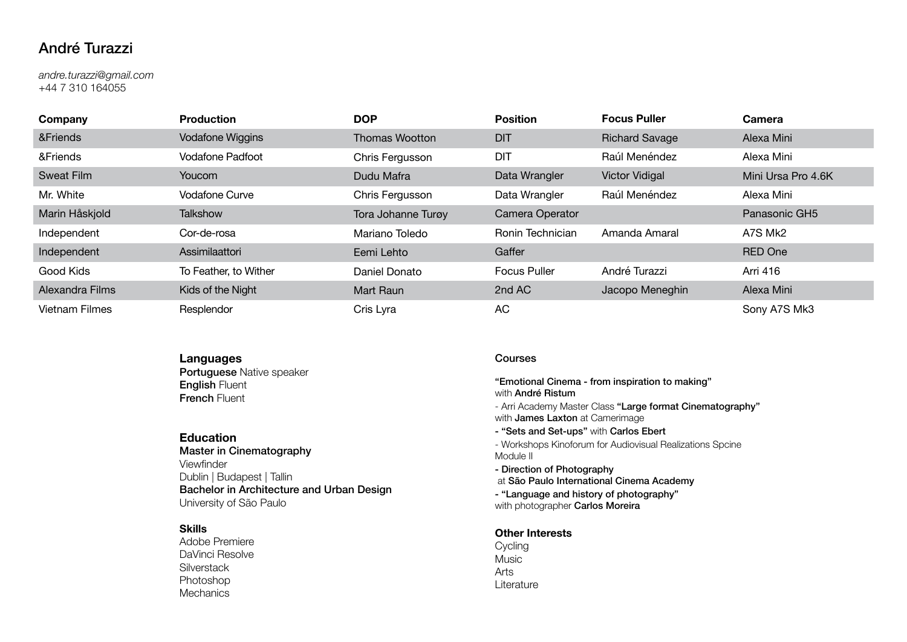# André Turazzi

*andre.turazzi@gmail.com*
+44 7 310 164055

| Company | Production | DOP | Position | Focus Puller | Camera |
|---|---|---|---|---|---|
| &Friends | Vodafone Wiggins | Thomas Wootton | DIT | Richard Savage | Alexa Mini |
| &Friends | Vodafone Padfoot | Chris Fergusson | DIT | Raúl Menéndez | Alexa Mini |
| Sweat Film | Youcom | Dudu Mafra | Data Wrangler | Victor Vidigal | Mini Ursa Pro 4.6K |
| Mr. White | Vodafone Curve | Chris Fergusson | Data Wrangler | Raúl Menéndez | Alexa Mini |
| Marin Håskjold | Talkshow | Tora Johanne Turøy | Camera Operator | | Panasonic GH5 |
| Independent | Cor-de-rosa | Mariano Toledo | Ronin Technician | Amanda Amaral | A7S Mk2 |
| Independent | Assimilaattori | Eemi Lehto | Gaffer | | RED One |
| Good Kids | To Feather, to Wither | Daniel Donato | Focus Puller | André Turazzi | Arri 416 |
| Alexandra Films | Kids of the Night | Mart Raun | 2nd AC | Jacopo Meneghin | Alexa Mini |
| Vietnam Filmes | Resplendor | Cris Lyra | AC | | Sony A7S Mk3 |

## Languages

**Portuguese** Native speaker
**English** Fluent
**French** Fluent

## Education

**Master in Cinematography**
Viewfinder
Dublin | Budapest | Tallin
**Bachelor in Architecture and Urban Design**
University of São Paulo

## Skills

Adobe Premiere
DaVinci Resolve
Silverstack
Photoshop
Mechanics

## Courses

**"Emotional Cinema - from inspiration to making"**
with **André Ristum**
- Arri Academy Master Class **"Large format Cinematography"** with **James Laxton** at Camerimage
- **"Sets and Set-ups"** with **Carlos Ebert**
- Workshops Kinoforum for Audiovisual Realizations Spcine Module II
- **Direction of Photography** at **São Paulo International Cinema Academy**
- **"Language and history of photography"** with photographer **Carlos Moreira**

## Other Interests

Cycling
Music
Arts
Literature